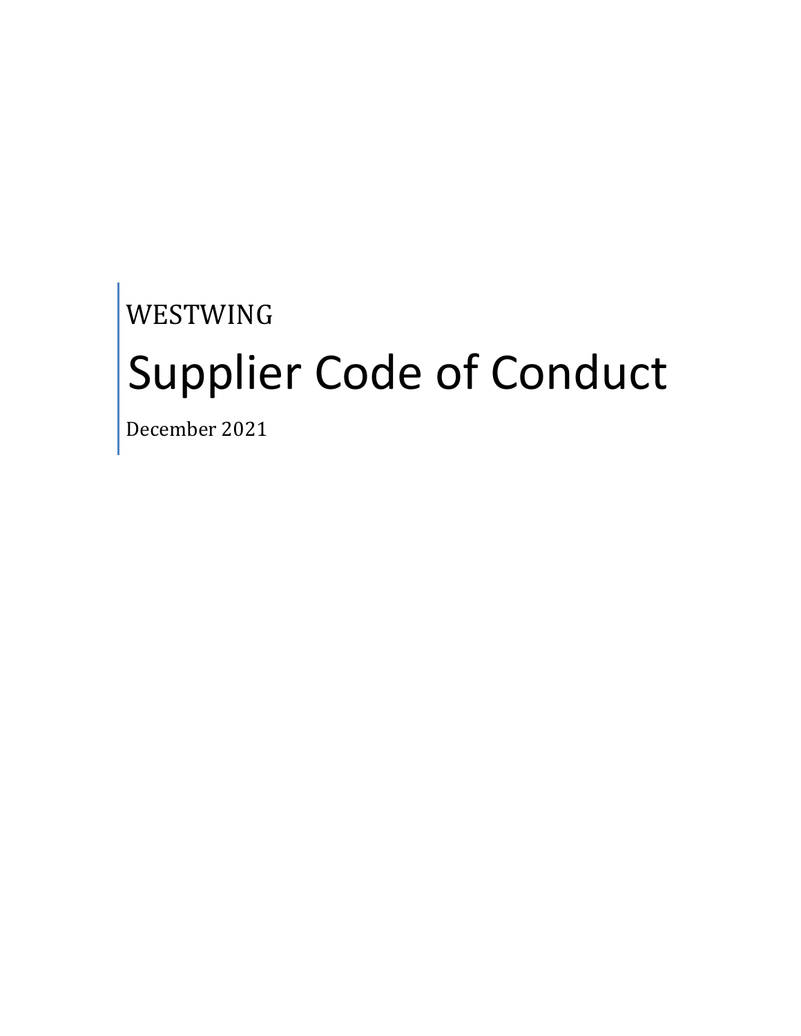WESTWING

# Supplier Code of Conduct

December 2021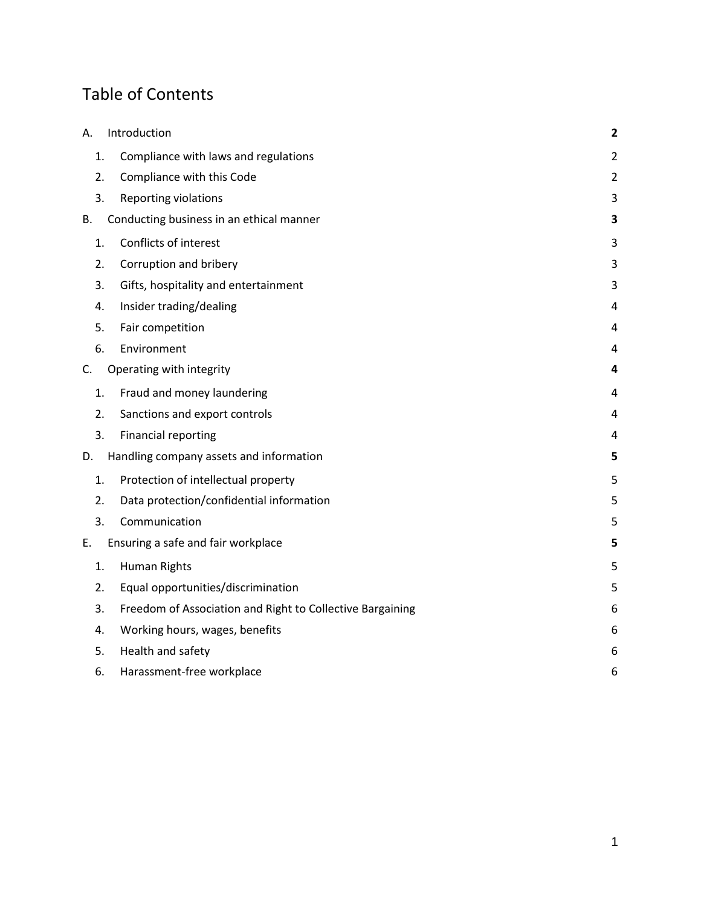# Table of Contents

| | | |
|---|---|---|
| A. | Introduction | **2** |
| 1. | Compliance with laws and regulations | 2 |
| 2. | Compliance with this Code | 2 |
| 3. | Reporting violations | 3 |
| B. | Conducting business in an ethical manner | **3** |
| 1. | Conflicts of interest | 3 |
| 2. | Corruption and bribery | 3 |
| 3. | Gifts, hospitality and entertainment | 3 |
| 4. | Insider trading/dealing | 4 |
| 5. | Fair competition | 4 |
| 6. | Environment | 4 |
| C. | Operating with integrity | **4** |
| 1. | Fraud and money laundering | 4 |
| 2. | Sanctions and export controls | 4 |
| 3. | Financial reporting | 4 |
| D. | Handling company assets and information | **5** |
| 1. | Protection of intellectual property | 5 |
| 2. | Data protection/confidential information | 5 |
| 3. | Communication | 5 |
| E. | Ensuring a safe and fair workplace | **5** |
| 1. | Human Rights | 5 |
| 2. | Equal opportunities/discrimination | 5 |
| 3. | Freedom of Association and Right to Collective Bargaining | 6 |
| 4. | Working hours, wages, benefits | 6 |
| 5. | Health and safety | 6 |
| 6. | Harassment-free workplace | 6 |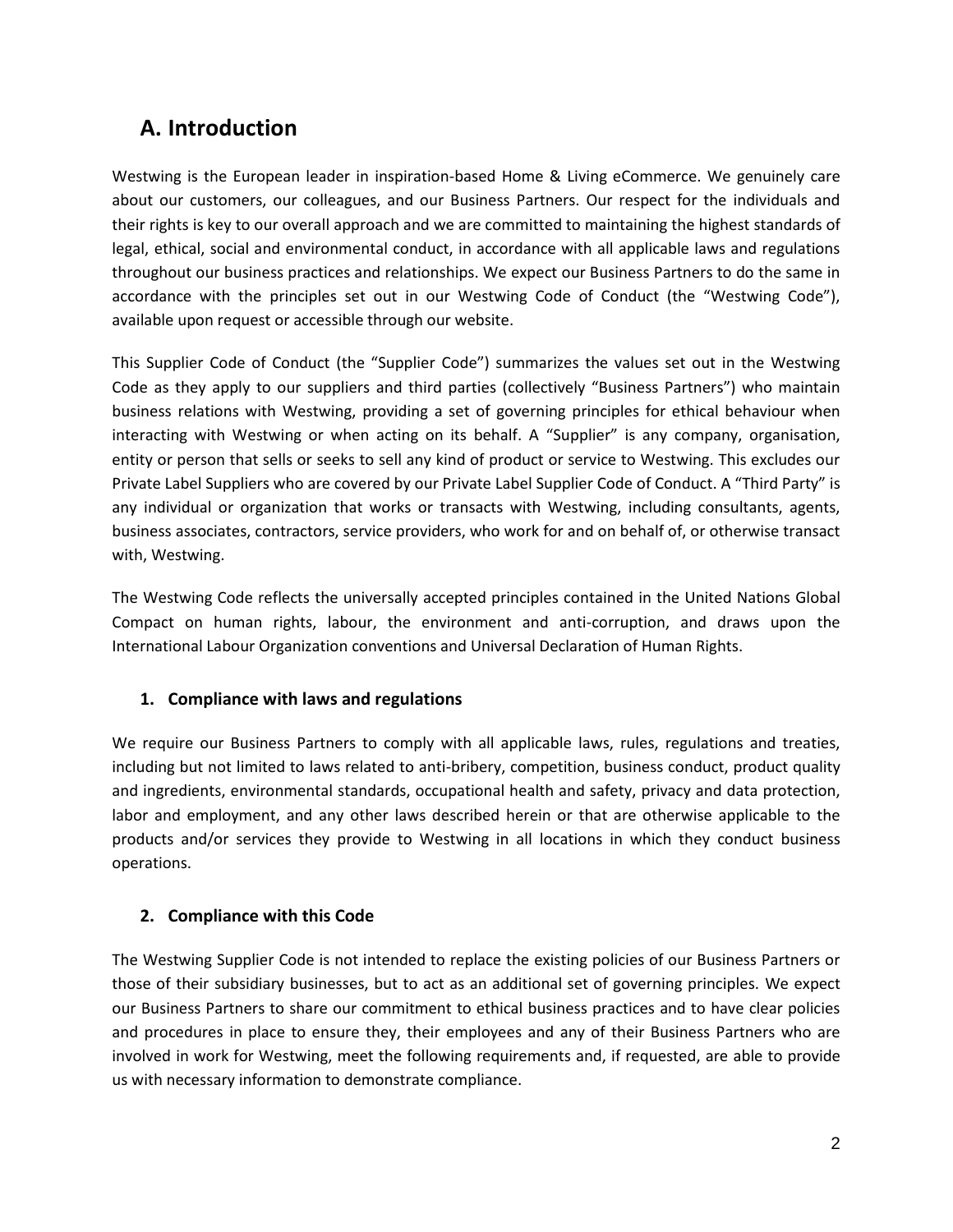## A. Introduction

Westwing is the European leader in inspiration-based Home & Living eCommerce. We genuinely care about our customers, our colleagues, and our Business Partners. Our respect for the individuals and their rights is key to our overall approach and we are committed to maintaining the highest standards of legal, ethical, social and environmental conduct, in accordance with all applicable laws and regulations throughout our business practices and relationships. We expect our Business Partners to do the same in accordance with the principles set out in our Westwing Code of Conduct (the "Westwing Code"), available upon request or accessible through our website.

This Supplier Code of Conduct (the "Supplier Code") summarizes the values set out in the Westwing Code as they apply to our suppliers and third parties (collectively "Business Partners") who maintain business relations with Westwing, providing a set of governing principles for ethical behaviour when interacting with Westwing or when acting on its behalf. A "Supplier" is any company, organisation, entity or person that sells or seeks to sell any kind of product or service to Westwing. This excludes our Private Label Suppliers who are covered by our Private Label Supplier Code of Conduct. A "Third Party" is any individual or organization that works or transacts with Westwing, including consultants, agents, business associates, contractors, service providers, who work for and on behalf of, or otherwise transact with, Westwing.

The Westwing Code reflects the universally accepted principles contained in the United Nations Global Compact on human rights, labour, the environment and anti-corruption, and draws upon the International Labour Organization conventions and Universal Declaration of Human Rights.

### 1. Compliance with laws and regulations

We require our Business Partners to comply with all applicable laws, rules, regulations and treaties, including but not limited to laws related to anti-bribery, competition, business conduct, product quality and ingredients, environmental standards, occupational health and safety, privacy and data protection, labor and employment, and any other laws described herein or that are otherwise applicable to the products and/or services they provide to Westwing in all locations in which they conduct business operations.

### 2. Compliance with this Code

The Westwing Supplier Code is not intended to replace the existing policies of our Business Partners or those of their subsidiary businesses, but to act as an additional set of governing principles. We expect our Business Partners to share our commitment to ethical business practices and to have clear policies and procedures in place to ensure they, their employees and any of their Business Partners who are involved in work for Westwing, meet the following requirements and, if requested, are able to provide us with necessary information to demonstrate compliance.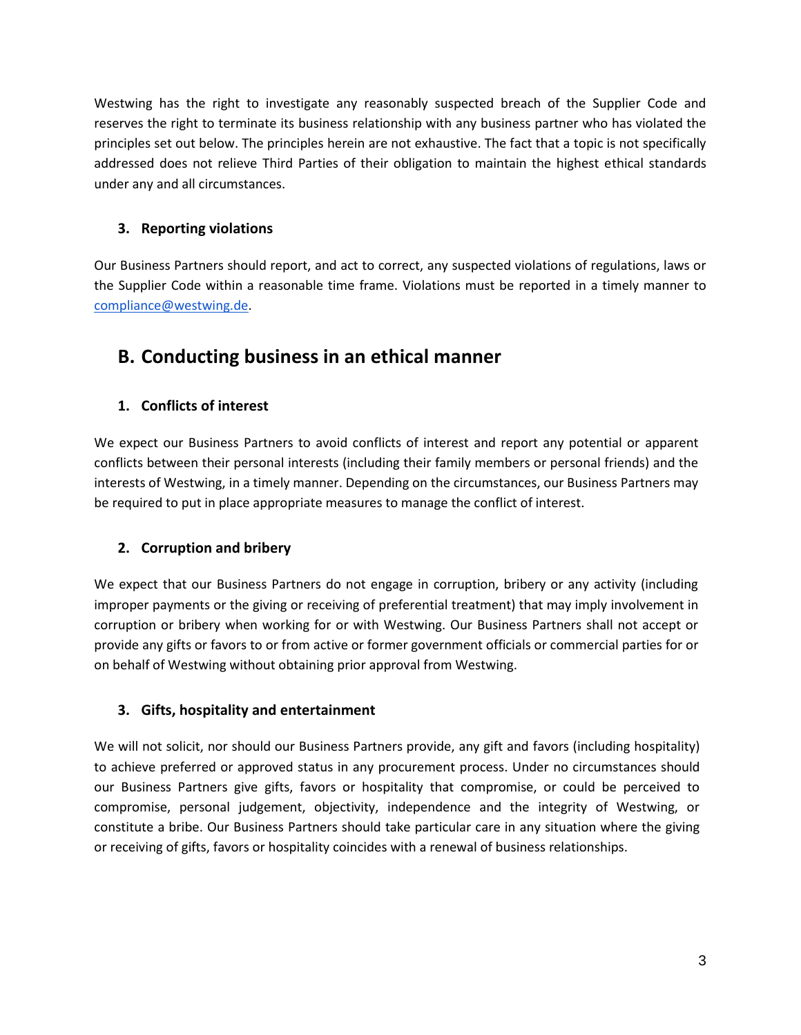Westwing has the right to investigate any reasonably suspected breach of the Supplier Code and reserves the right to terminate its business relationship with any business partner who has violated the principles set out below. The principles herein are not exhaustive. The fact that a topic is not specifically addressed does not relieve Third Parties of their obligation to maintain the highest ethical standards under any and all circumstances.

### 3. Reporting violations

Our Business Partners should report, and act to correct, any suspected violations of regulations, laws or the Supplier Code within a reasonable time frame. Violations must be reported in a timely manner to [compliance@westwing.de](mailto:compliance@westwing.de).

## B. Conducting business in an ethical manner

### 1. Conflicts of interest

We expect our Business Partners to avoid conflicts of interest and report any potential or apparent conflicts between their personal interests (including their family members or personal friends) and the interests of Westwing, in a timely manner. Depending on the circumstances, our Business Partners may be required to put in place appropriate measures to manage the conflict of interest.

### 2. Corruption and bribery

We expect that our Business Partners do not engage in corruption, bribery or any activity (including improper payments or the giving or receiving of preferential treatment) that may imply involvement in corruption or bribery when working for or with Westwing. Our Business Partners shall not accept or provide any gifts or favors to or from active or former government officials or commercial parties for or on behalf of Westwing without obtaining prior approval from Westwing.

### 3. Gifts, hospitality and entertainment

We will not solicit, nor should our Business Partners provide, any gift and favors (including hospitality) to achieve preferred or approved status in any procurement process. Under no circumstances should our Business Partners give gifts, favors or hospitality that compromise, or could be perceived to compromise, personal judgement, objectivity, independence and the integrity of Westwing, or constitute a bribe. Our Business Partners should take particular care in any situation where the giving or receiving of gifts, favors or hospitality coincides with a renewal of business relationships.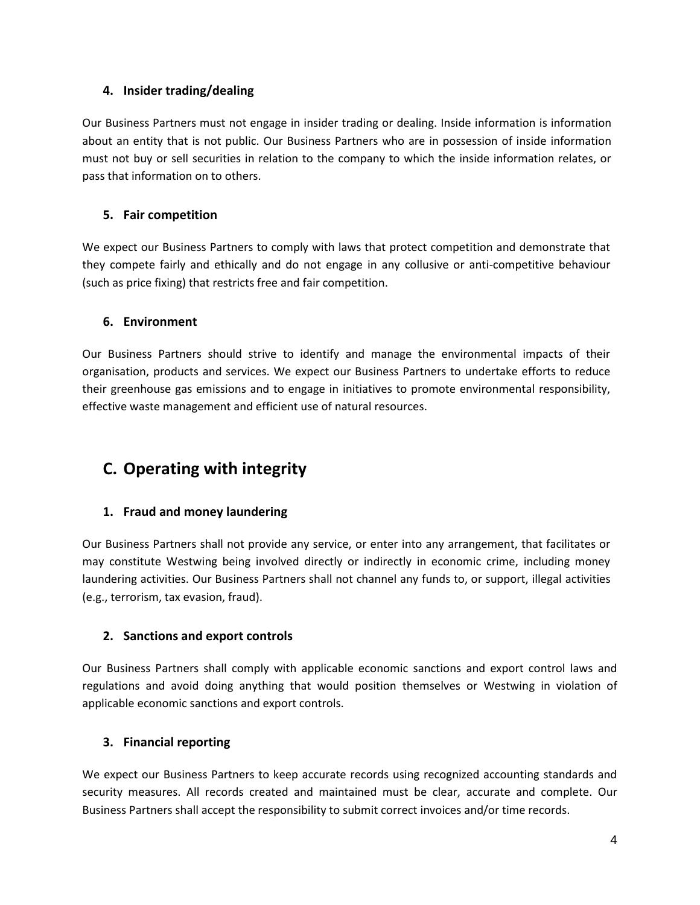### 4. Insider trading/dealing

Our Business Partners must not engage in insider trading or dealing. Inside information is information about an entity that is not public. Our Business Partners who are in possession of inside information must not buy or sell securities in relation to the company to which the inside information relates, or pass that information on to others.

### 5. Fair competition

We expect our Business Partners to comply with laws that protect competition and demonstrate that they compete fairly and ethically and do not engage in any collusive or anti-competitive behaviour (such as price fixing) that restricts free and fair competition.

### 6. Environment

Our Business Partners should strive to identify and manage the environmental impacts of their organisation, products and services. We expect our Business Partners to undertake efforts to reduce their greenhouse gas emissions and to engage in initiatives to promote environmental responsibility, effective waste management and efficient use of natural resources.

## C. Operating with integrity

### 1. Fraud and money laundering

Our Business Partners shall not provide any service, or enter into any arrangement, that facilitates or may constitute Westwing being involved directly or indirectly in economic crime, including money laundering activities. Our Business Partners shall not channel any funds to, or support, illegal activities (e.g., terrorism, tax evasion, fraud).

### 2. Sanctions and export controls

Our Business Partners shall comply with applicable economic sanctions and export control laws and regulations and avoid doing anything that would position themselves or Westwing in violation of applicable economic sanctions and export controls.

### 3. Financial reporting

We expect our Business Partners to keep accurate records using recognized accounting standards and security measures. All records created and maintained must be clear, accurate and complete. Our Business Partners shall accept the responsibility to submit correct invoices and/or time records.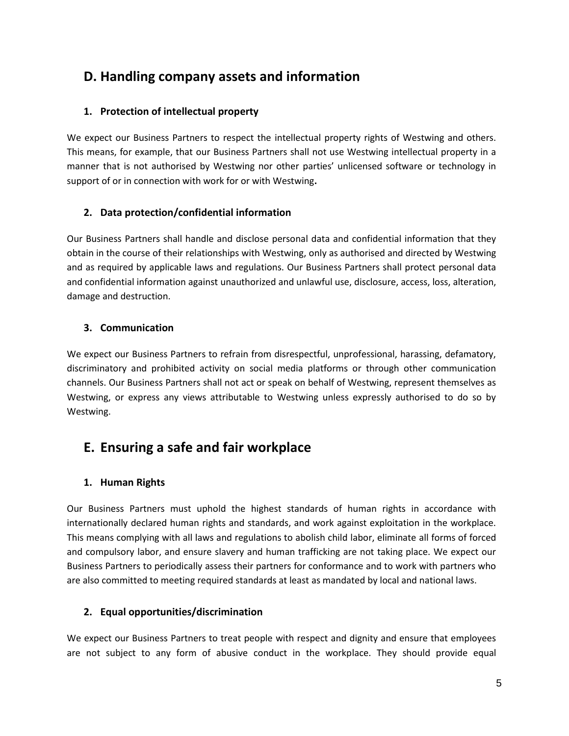## D. Handling company assets and information

### 1. Protection of intellectual property

We expect our Business Partners to respect the intellectual property rights of Westwing and others. This means, for example, that our Business Partners shall not use Westwing intellectual property in a manner that is not authorised by Westwing nor other parties' unlicensed software or technology in support of or in connection with work for or with Westwing**.**

### 2. Data protection/confidential information

Our Business Partners shall handle and disclose personal data and confidential information that they obtain in the course of their relationships with Westwing, only as authorised and directed by Westwing and as required by applicable laws and regulations. Our Business Partners shall protect personal data and confidential information against unauthorized and unlawful use, disclosure, access, loss, alteration, damage and destruction.

### 3. Communication

We expect our Business Partners to refrain from disrespectful, unprofessional, harassing, defamatory, discriminatory and prohibited activity on social media platforms or through other communication channels. Our Business Partners shall not act or speak on behalf of Westwing, represent themselves as Westwing, or express any views attributable to Westwing unless expressly authorised to do so by Westwing.

## E. Ensuring a safe and fair workplace

### 1. Human Rights

Our Business Partners must uphold the highest standards of human rights in accordance with internationally declared human rights and standards, and work against exploitation in the workplace. This means complying with all laws and regulations to abolish child labor, eliminate all forms of forced and compulsory labor, and ensure slavery and human trafficking are not taking place. We expect our Business Partners to periodically assess their partners for conformance and to work with partners who are also committed to meeting required standards at least as mandated by local and national laws.

### 2. Equal opportunities/discrimination

We expect our Business Partners to treat people with respect and dignity and ensure that employees are not subject to any form of abusive conduct in the workplace. They should provide equal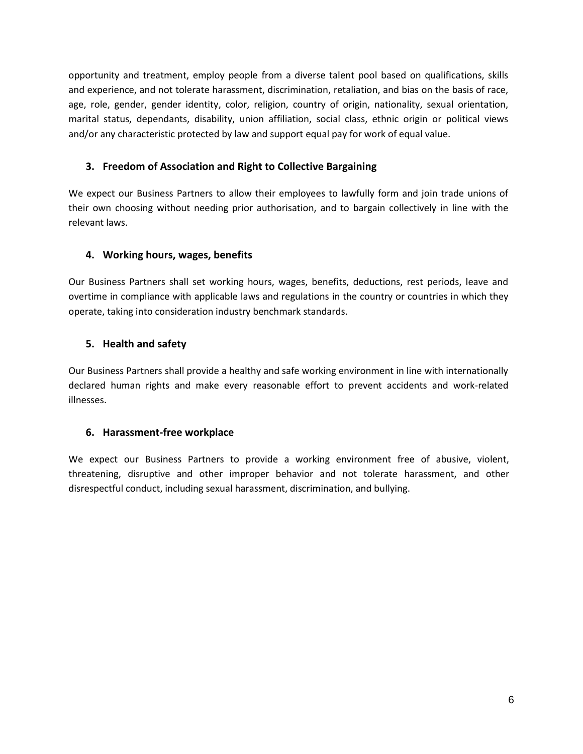opportunity and treatment, employ people from a diverse talent pool based on qualifications, skills and experience, and not tolerate harassment, discrimination, retaliation, and bias on the basis of race, age, role, gender, gender identity, color, religion, country of origin, nationality, sexual orientation, marital status, dependants, disability, union affiliation, social class, ethnic origin or political views and/or any characteristic protected by law and support equal pay for work of equal value.

### 3. Freedom of Association and Right to Collective Bargaining

We expect our Business Partners to allow their employees to lawfully form and join trade unions of their own choosing without needing prior authorisation, and to bargain collectively in line with the relevant laws.

### 4. Working hours, wages, benefits

Our Business Partners shall set working hours, wages, benefits, deductions, rest periods, leave and overtime in compliance with applicable laws and regulations in the country or countries in which they operate, taking into consideration industry benchmark standards.

### 5. Health and safety

Our Business Partners shall provide a healthy and safe working environment in line with internationally declared human rights and make every reasonable effort to prevent accidents and work-related illnesses.

### 6. Harassment-free workplace

We expect our Business Partners to provide a working environment free of abusive, violent, threatening, disruptive and other improper behavior and not tolerate harassment, and other disrespectful conduct, including sexual harassment, discrimination, and bullying.